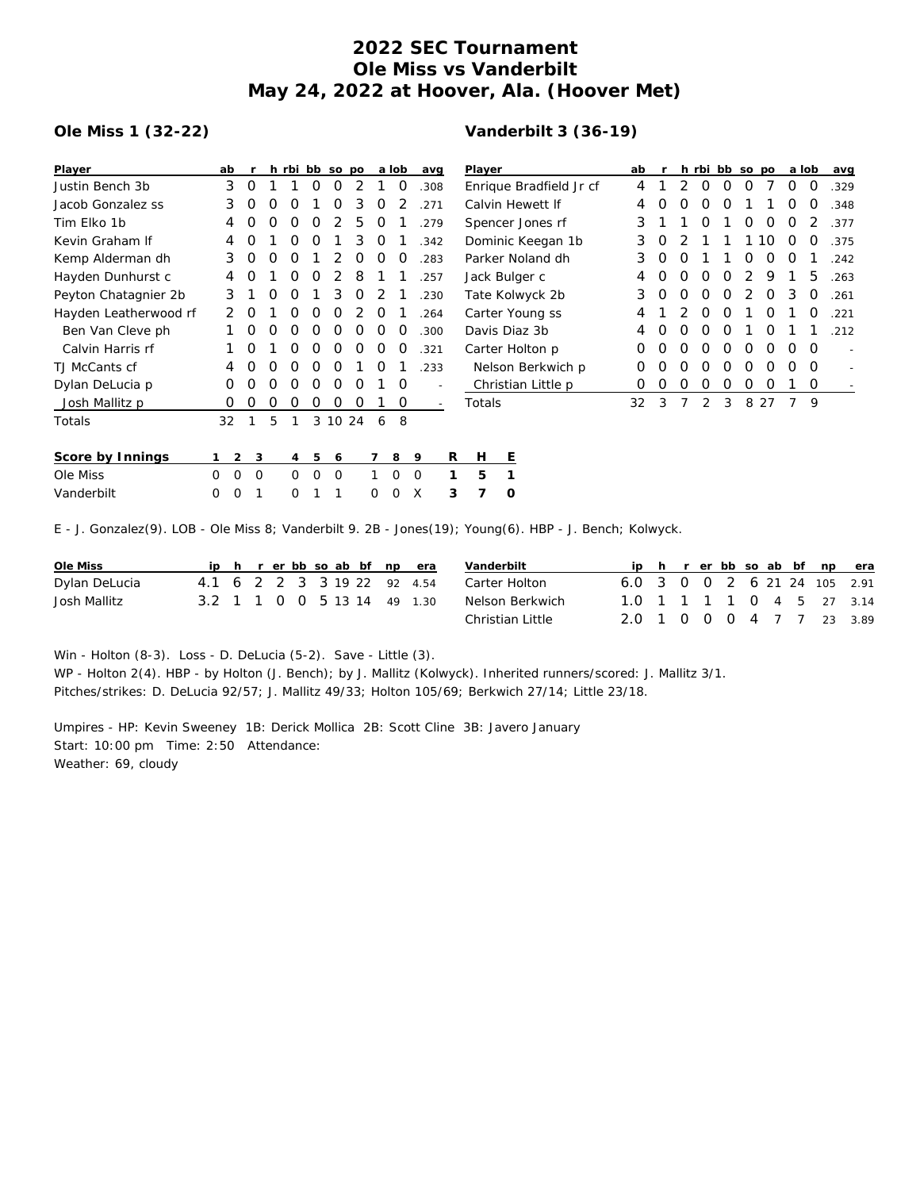# 2022 SEC Tournament
# Ole Miss vs Vanderbilt
# May 24, 2022 at Hoover, Ala. (Hoover Met)

## Ole Miss 1 (32-22)

| Player | ab | r | h | rbi | bb | so | po | a | lob | avg |
|---|---|---|---|---|---|---|---|---|---|---|
| Justin Bench 3b | 3 | 0 | 1 | 1 | 0 | 0 | 2 | 1 | 0 | .308 |
| Jacob Gonzalez ss | 3 | 0 | 0 | 0 | 1 | 0 | 3 | 0 | 2 | .271 |
| Tim Elko 1b | 4 | 0 | 0 | 0 | 0 | 2 | 5 | 0 | 1 | .279 |
| Kevin Graham lf | 4 | 0 | 1 | 0 | 0 | 1 | 3 | 0 | 1 | .342 |
| Kemp Alderman dh | 3 | 0 | 0 | 0 | 1 | 2 | 0 | 0 | 0 | .283 |
| Hayden Dunhurst c | 4 | 0 | 1 | 0 | 0 | 2 | 8 | 1 | 1 | .257 |
| Peyton Chatagnier 2b | 3 | 1 | 0 | 0 | 1 | 3 | 0 | 2 | 1 | .230 |
| Hayden Leatherwood rf | 2 | 0 | 1 | 0 | 0 | 0 | 2 | 0 | 1 | .264 |
| Ben Van Cleve ph | 1 | 0 | 0 | 0 | 0 | 0 | 0 | 0 | 0 | .300 |
| Calvin Harris rf | 1 | 0 | 1 | 0 | 0 | 0 | 0 | 0 | 0 | .321 |
| TJ McCants cf | 4 | 0 | 0 | 0 | 0 | 0 | 1 | 0 | 1 | .233 |
| Dylan DeLucia p | 0 | 0 | 0 | 0 | 0 | 0 | 0 | 1 | 0 | - |
| Josh Mallitz p | 0 | 0 | 0 | 0 | 0 | 0 | 0 | 1 | 0 | - |
| Totals | 32 | 1 | 5 | 1 | 3 | 10 | 24 | 6 | 8 | |

## Vanderbilt 3 (36-19)

| Player | ab | r | h | rbi | bb | so | po | a | lob | avg |
|---|---|---|---|---|---|---|---|---|---|---|
| Enrique Bradfield Jr cf | 4 | 1 | 2 | 0 | 0 | 0 | 7 | 0 | 0 | .329 |
| Calvin Hewett lf | 4 | 0 | 0 | 0 | 0 | 1 | 1 | 0 | 0 | .348 |
| Spencer Jones rf | 3 | 1 | 1 | 0 | 1 | 0 | 0 | 0 | 2 | .377 |
| Dominic Keegan 1b | 3 | 0 | 2 | 1 | 1 | 1 | 10 | 0 | 0 | .375 |
| Parker Noland dh | 3 | 0 | 0 | 1 | 1 | 0 | 0 | 0 | 1 | .242 |
| Jack Bulger c | 4 | 0 | 0 | 0 | 0 | 2 | 9 | 1 | 5 | .263 |
| Tate Kolwyck 2b | 3 | 0 | 0 | 0 | 0 | 2 | 0 | 3 | 0 | .261 |
| Carter Young ss | 4 | 1 | 2 | 0 | 0 | 1 | 0 | 1 | 0 | .221 |
| Davis Diaz 3b | 4 | 0 | 0 | 0 | 0 | 1 | 0 | 1 | 1 | .212 |
| Carter Holton p | 0 | 0 | 0 | 0 | 0 | 0 | 0 | 0 | 0 | - |
| Nelson Berkwich p | 0 | 0 | 0 | 0 | 0 | 0 | 0 | 0 | 0 | - |
| Christian Little p | 0 | 0 | 0 | 0 | 0 | 0 | 0 | 1 | 0 | - |
| Totals | 32 | 3 | 7 | 2 | 3 | 8 | 27 | 7 | 9 | |

| Score by Innings | 1 | 2 | 3 | 4 | 5 | 6 | 7 | 8 | 9 | R | H | E |
|---|---|---|---|---|---|---|---|---|---|---|---|---|
| Ole Miss | 0 | 0 | 0 | 0 | 0 | 0 | 1 | 0 | 0 | 1 | 5 | 1 |
| Vanderbilt | 0 | 0 | 1 | 0 | 1 | 1 | 0 | 0 | X | 3 | 7 | 0 |

E - J. Gonzalez(9). LOB - Ole Miss 8; Vanderbilt 9. 2B - Jones(19); Young(6). HBP - J. Bench; Kolwyck.

| Ole Miss | ip | h | r | er | bb | so | ab | bf | np | era |
|---|---|---|---|---|---|---|---|---|---|---|
| Dylan DeLucia | 4.1 | 6 | 2 | 2 | 3 | 3 | 19 | 22 | 92 | 4.54 |
| Josh Mallitz | 3.2 | 1 | 1 | 0 | 0 | 5 | 13 | 14 | 49 | 1.30 |

| Vanderbilt | ip | h | r | er | bb | so | ab | bf | np | era |
|---|---|---|---|---|---|---|---|---|---|---|
| Carter Holton | 6.0 | 3 | 0 | 0 | 2 | 6 | 21 | 24 | 105 | 2.91 |
| Nelson Berkwich | 1.0 | 1 | 1 | 1 | 1 | 0 | 4 | 5 | 27 | 3.14 |
| Christian Little | 2.0 | 1 | 0 | 0 | 0 | 4 | 7 | 7 | 23 | 3.89 |

Win - Holton (8-3). Loss - D. DeLucia (5-2). Save - Little (3).
WP - Holton 2(4). HBP - by Holton (J. Bench); by J. Mallitz (Kolwyck). Inherited runners/scored: J. Mallitz 3/1.
Pitches/strikes: D. DeLucia 92/57; J. Mallitz 49/33; Holton 105/69; Berkwich 27/14; Little 23/18.

Umpires - HP: Kevin Sweeney 1B: Derick Mollica 2B: Scott Cline 3B: Javero January
Start: 10:00 pm Time: 2:50 Attendance:
Weather: 69, cloudy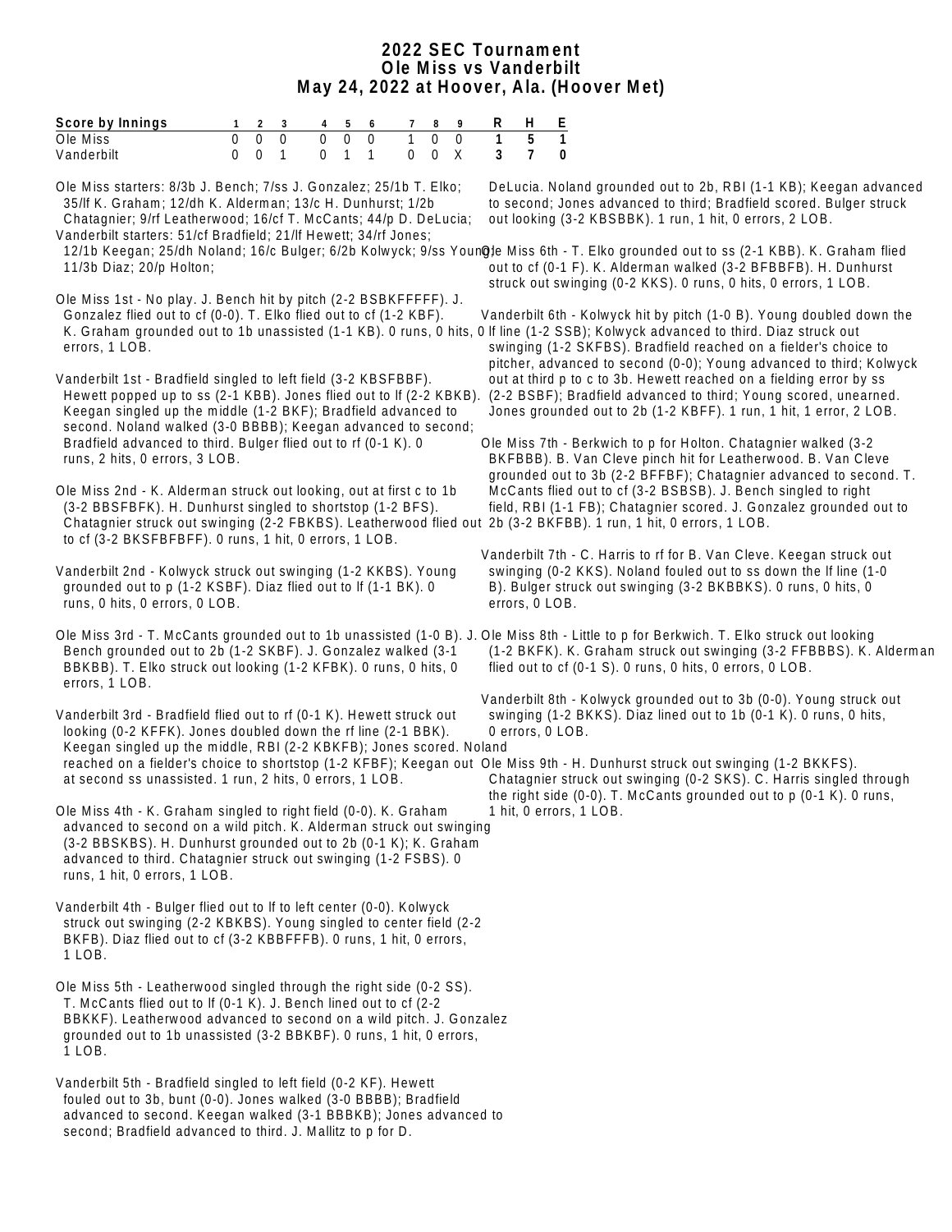# 2022 SEC Tournament
## Ole Miss vs Vanderbilt
### May 24, 2022 at Hoover, Ala. (Hoover Met)

| Score by Innings | 1 | 2 | 3 | 4 | 5 | 6 | 7 | 8 | 9 | R | H | E |
|---|---|---|---|---|---|---|---|---|---|---|---|---|
| Ole Miss | 0 | 0 | 0 | 0 | 0 | 0 | 1 | 0 | 0 | 1 | 5 | 1 |
| Vanderbilt | 0 | 0 | 1 | 0 | 1 | 1 | 0 | 0 | X | 3 | 7 | 0 |

Ole Miss starters: 8/3b J. Bench; 7/ss J. Gonzalez; 25/1b T. Elko; 35/lf K. Graham; 12/dh K. Alderman; 13/c H. Dunhurst; 1/2b Chatagnier; 9/rf Leatherwood; 16/cf T. McCants; 44/p D. DeLucia;
Vanderbilt starters: 51/cf Bradfield; 21/lf Hewett; 34/rf Jones; 12/1b Keegan; 25/dh Noland; 16/c Bulger; 6/2b Kolwyck; 9/ss Young; 11/3b Diaz; 20/p Holton;

Ole Miss 1st - No play. J. Bench hit by pitch (2-2 BSBKFFFFF). J. Gonzalez flied out to cf (0-0). T. Elko flied out to cf (1-2 KBF). K. Graham grounded out to 1b unassisted (1-1 KB). 0 runs, 0 hits, 0 errors, 1 LOB.

Vanderbilt 1st - Bradfield singled to left field (3-2 KBSFBBF). Hewett popped up to ss (2-1 KBB). Jones flied out to lf (2-2 KBKB). Keegan singled up the middle (1-2 BKF); Bradfield advanced to second. Noland walked (3-0 BBBB); Keegan advanced to second; Bradfield advanced to third. Bulger flied out to rf (0-1 K). 0 runs, 2 hits, 0 errors, 3 LOB.

Ole Miss 2nd - K. Alderman struck out looking, out at first c to 1b (3-2 BBSFBFK). H. Dunhurst singled to shortstop (1-2 BFS). Chatagnier struck out swinging (2-2 FBKBS). Leatherwood flied out to cf (3-2 BKSFBFBFF). 0 runs, 1 hit, 0 errors, 1 LOB.

Vanderbilt 2nd - Kolwyck struck out swinging (1-2 KKBS). Young grounded out to p (1-2 KSBF). Diaz flied out to lf (1-1 BK). 0 runs, 0 hits, 0 errors, 0 LOB.

Ole Miss 3rd - T. McCants grounded out to 1b unassisted (1-0 B). J. Bench grounded out to 2b (1-2 SKBF). J. Gonzalez walked (3-1 BBKBB). T. Elko struck out looking (1-2 KFBK). 0 runs, 0 hits, 0 errors, 1 LOB.

Vanderbilt 3rd - Bradfield flied out to rf (0-1 K). Hewett struck out looking (0-2 KFFK). Jones doubled down the rf line (2-1 BBK). Keegan singled up the middle, RBI (2-2 KBKFB); Jones scored. Noland reached on a fielder's choice to shortstop (1-2 KFBF); Keegan out at second ss unassisted. 1 run, 2 hits, 0 errors, 1 LOB.

Ole Miss 4th - K. Graham singled to right field (0-0). K. Graham advanced to second on a wild pitch. K. Alderman struck out swinging (3-2 BBSKBS). H. Dunhurst grounded out to 2b (0-1 K); K. Graham advanced to third. Chatagnier struck out swinging (1-2 FSBS). 0 runs, 1 hit, 0 errors, 1 LOB.

Vanderbilt 4th - Bulger flied out to lf to left center (0-0). Kolwyck struck out swinging (2-2 KBKBS). Young singled to center field (2-2 BKFB). Diaz flied out to cf (3-2 KBBFFFB). 0 runs, 1 hit, 0 errors, 1 LOB.

Ole Miss 5th - Leatherwood singled through the right side (0-2 SS). T. McCants flied out to lf (0-1 K). J. Bench lined out to cf (2-2 BBKKF). Leatherwood advanced to second on a wild pitch. J. Gonzalez grounded out to 1b unassisted (3-2 BBKBF). 0 runs, 1 hit, 0 errors, 1 LOB.

Vanderbilt 5th - Bradfield singled to left field (0-2 KF). Hewett fouled out to 3b, bunt (0-0). Jones walked (3-0 BBBB); Bradfield advanced to second. Keegan walked (3-1 BBBKB); Jones advanced to second; Bradfield advanced to third. J. Mallitz to p for D. DeLucia. Noland grounded out to 2b, RBI (1-1 KB); Keegan advanced to second; Jones advanced to third; Bradfield scored. Bulger struck out looking (3-2 KBSBBK). 1 run, 1 hit, 0 errors, 2 LOB.

Ole Miss 6th - T. Elko grounded out to ss (2-1 KBB). K. Graham flied out to cf (0-1 F). K. Alderman walked (3-2 BFBBFB). H. Dunhurst struck out swinging (0-2 KKS). 0 runs, 0 hits, 0 errors, 1 LOB.

Vanderbilt 6th - Kolwyck hit by pitch (1-0 B). Young doubled down the lf line (1-2 SSB); Kolwyck advanced to third. Diaz struck out swinging (1-2 SKFBS). Bradfield reached on a fielder's choice to pitcher, advanced to second (0-0); Young advanced to third; Kolwyck out at third p to c to 3b. Hewett reached on a fielding error by ss (2-2 BSBF); Bradfield advanced to third; Young scored, unearned. Jones grounded out to 2b (1-2 KBFF). 1 run, 1 hit, 1 error, 2 LOB.

Ole Miss 7th - Berkwich to p for Holton. Chatagnier walked (3-2 BKFBBB). B. Van Cleve pinch hit for Leatherwood. B. Van Cleve grounded out to 3b (2-2 BFFBF); Chatagnier advanced to second. T. McCants flied out to cf (3-2 BSBSB). J. Bench singled to right field, RBI (1-1 FB); Chatagnier scored. J. Gonzalez grounded out to 2b (3-2 BKFBB). 1 run, 1 hit, 0 errors, 1 LOB.

Vanderbilt 7th - C. Harris to rf for B. Van Cleve. Keegan struck out swinging (0-2 KKS). Noland fouled out to ss down the lf line (1-0 B). Bulger struck out swinging (3-2 BKBBKS). 0 runs, 0 hits, 0 errors, 0 LOB.

Ole Miss 8th - Little to p for Berkwich. T. Elko struck out looking (1-2 BKFK). K. Graham struck out swinging (3-2 FFBBBS). K. Alderman flied out to cf (0-1 S). 0 runs, 0 hits, 0 errors, 0 LOB.

Vanderbilt 8th - Kolwyck grounded out to 3b (0-0). Young struck out swinging (1-2 BKKS). Diaz lined out to 1b (0-1 K). 0 runs, 0 hits, 0 errors, 0 LOB.

Ole Miss 9th - H. Dunhurst struck out swinging (1-2 BKKFS). Chatagnier struck out swinging (0-2 SKS). C. Harris singled through the right side (0-0). T. McCants grounded out to p (0-1 K). 0 runs, 1 hit, 0 errors, 1 LOB.